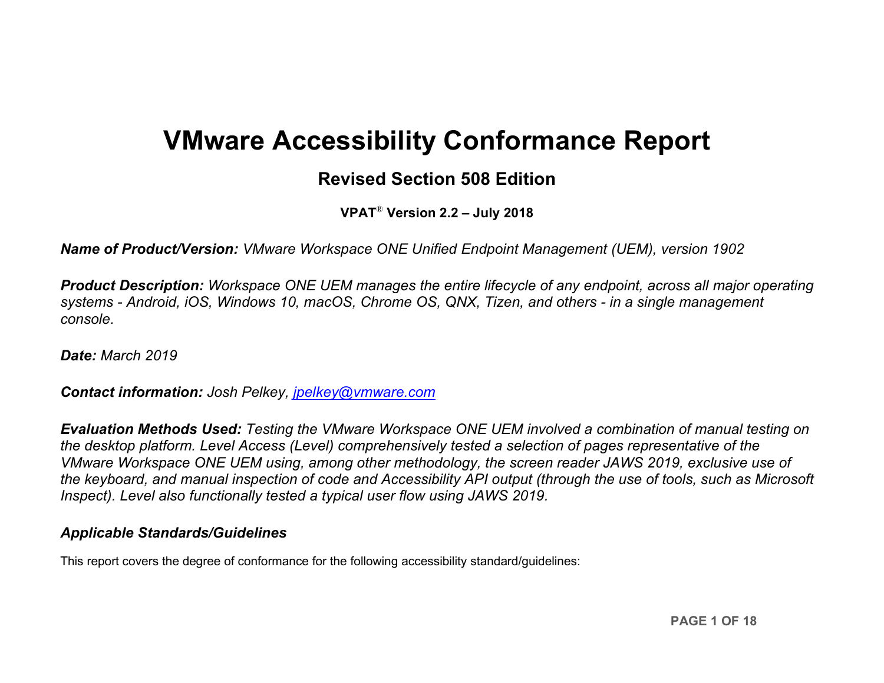# VMware Accessibility Conformance Report

## Revised Section 508 Edition

**VPAT® Version 2.2 – July 2018**

***Name of Product/Version:*** *VMware Workspace ONE Unified Endpoint Management (UEM), version 1902*

***Product Description:*** *Workspace ONE UEM manages the entire lifecycle of any endpoint, across all major operating systems - Android, iOS, Windows 10, macOS, Chrome OS, QNX, Tizen, and others - in a single management console.*

***Date:*** *March 2019*

***Contact information:*** *Josh Pelkey, [jpelkey@vmware.com](mailto:jpelkey@vmware.com)*

***Evaluation Methods Used:*** *Testing the VMware Workspace ONE UEM involved a combination of manual testing on the desktop platform. Level Access (Level) comprehensively tested a selection of pages representative of the VMware Workspace ONE UEM using, among other methodology, the screen reader JAWS 2019, exclusive use of the keyboard, and manual inspection of code and Accessibility API output (through the use of tools, such as Microsoft Inspect). Level also functionally tested a typical user flow using JAWS 2019.*

### *Applicable Standards/Guidelines*

This report covers the degree of conformance for the following accessibility standard/guidelines: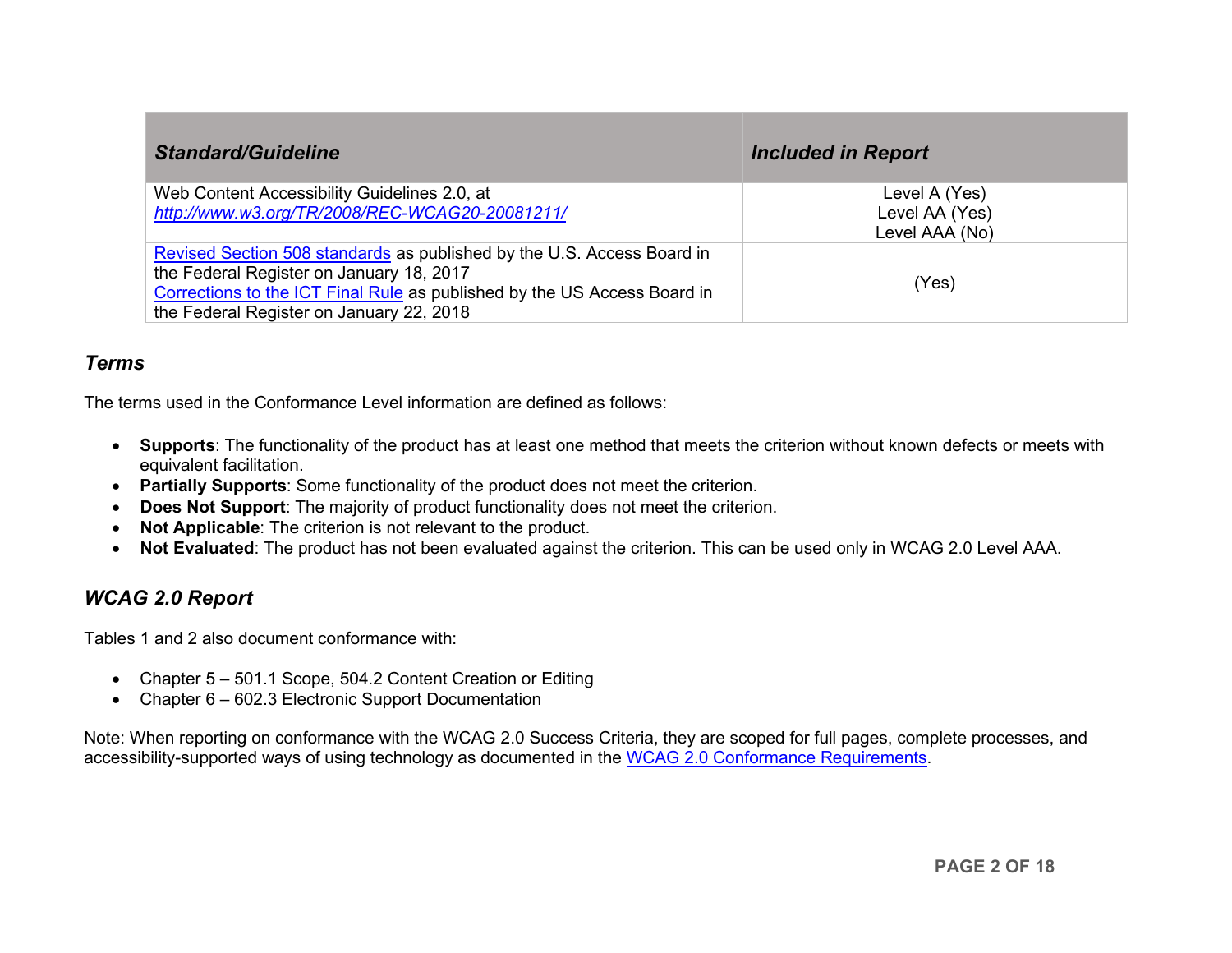| *Standard/Guideline* | *Included in Report* |
|---|---|
| Web Content Accessibility Guidelines 2.0, at *http://www.w3.org/TR/2008/REC-WCAG20-20081211/* | Level A (Yes)<br>Level AA (Yes)<br>Level AAA (No) |
| Revised Section 508 standards as published by the U.S. Access Board in the Federal Register on January 18, 2017<br>Corrections to the ICT Final Rule as published by the US Access Board in the Federal Register on January 22, 2018 | (Yes) |

## *Terms*

The terms used in the Conformance Level information are defined as follows:

- **Supports**: The functionality of the product has at least one method that meets the criterion without known defects or meets with equivalent facilitation.
- **Partially Supports**: Some functionality of the product does not meet the criterion.
- **Does Not Support**: The majority of product functionality does not meet the criterion.
- **Not Applicable**: The criterion is not relevant to the product.
- **Not Evaluated**: The product has not been evaluated against the criterion. This can be used only in WCAG 2.0 Level AAA.

## *WCAG 2.0 Report*

Tables 1 and 2 also document conformance with:

- Chapter 5 – 501.1 Scope, 504.2 Content Creation or Editing
- Chapter 6 – 602.3 Electronic Support Documentation

Note: When reporting on conformance with the WCAG 2.0 Success Criteria, they are scoped for full pages, complete processes, and accessibility-supported ways of using technology as documented in the WCAG 2.0 Conformance Requirements.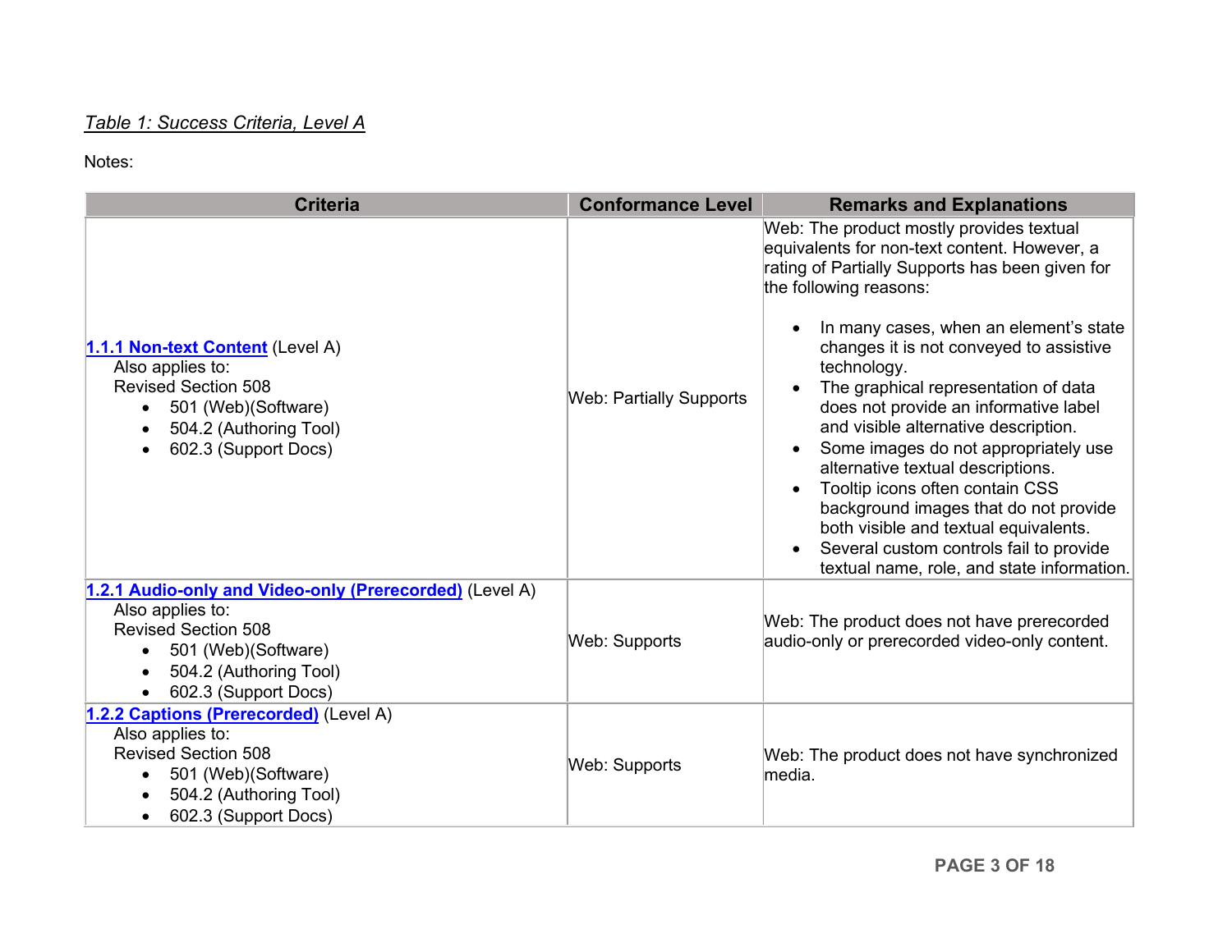*Table 1: Success Criteria, Level A*

Notes:

| Criteria | Conformance Level | Remarks and Explanations |
| --- | --- | --- |
| [1.1.1 Non-text Content](#) (Level A)<br>Also applies to:<br>Revised Section 508<br>• 501 (Web)(Software)<br>• 504.2 (Authoring Tool)<br>• 602.3 (Support Docs) | Web: Partially Supports | Web: The product mostly provides textual equivalents for non-text content. However, a rating of Partially Supports has been given for the following reasons:<br>• In many cases, when an element's state changes it is not conveyed to assistive technology.<br>• The graphical representation of data does not provide an informative label and visible alternative description.<br>• Some images do not appropriately use alternative textual descriptions.<br>• Tooltip icons often contain CSS background images that do not provide both visible and textual equivalents.<br>• Several custom controls fail to provide textual name, role, and state information. |
| [1.2.1 Audio-only and Video-only (Prerecorded)](#) (Level A)<br>Also applies to:<br>Revised Section 508<br>• 501 (Web)(Software)<br>• 504.2 (Authoring Tool)<br>• 602.3 (Support Docs) | Web: Supports | Web: The product does not have prerecorded audio-only or prerecorded video-only content. |
| [1.2.2 Captions (Prerecorded)](#) (Level A)<br>Also applies to:<br>Revised Section 508<br>• 501 (Web)(Software)<br>• 504.2 (Authoring Tool)<br>• 602.3 (Support Docs) | Web: Supports | Web: The product does not have synchronized media. |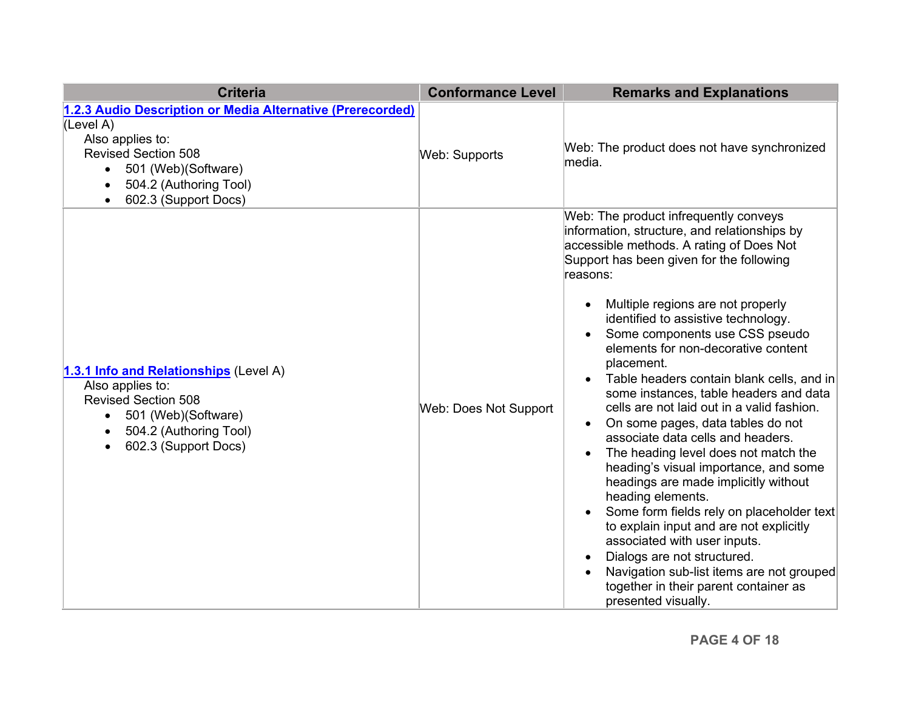| Criteria | Conformance Level | Remarks and Explanations |
|---|---|---|
| **1.2.3 Audio Description or Media Alternative (Prerecorded)** (Level A)<br>Also applies to:<br>Revised Section 508<br>• 501 (Web)(Software)<br>• 504.2 (Authoring Tool)<br>• 602.3 (Support Docs) | Web: Supports | Web: The product does not have synchronized media. |
| **1.3.1 Info and Relationships** (Level A)<br>Also applies to:<br>Revised Section 508<br>• 501 (Web)(Software)<br>• 504.2 (Authoring Tool)<br>• 602.3 (Support Docs) | Web: Does Not Support | Web: The product infrequently conveys information, structure, and relationships by accessible methods. A rating of Does Not Support has been given for the following reasons:<br>• Multiple regions are not properly identified to assistive technology.<br>• Some components use CSS pseudo elements for non-decorative content placement.<br>• Table headers contain blank cells, and in some instances, table headers and data cells are not laid out in a valid fashion.<br>• On some pages, data tables do not associate data cells and headers.<br>• The heading level does not match the heading's visual importance, and some headings are made implicitly without heading elements.<br>• Some form fields rely on placeholder text to explain input and are not explicitly associated with user inputs.<br>• Dialogs are not structured.<br>• Navigation sub-list items are not grouped together in their parent container as presented visually. |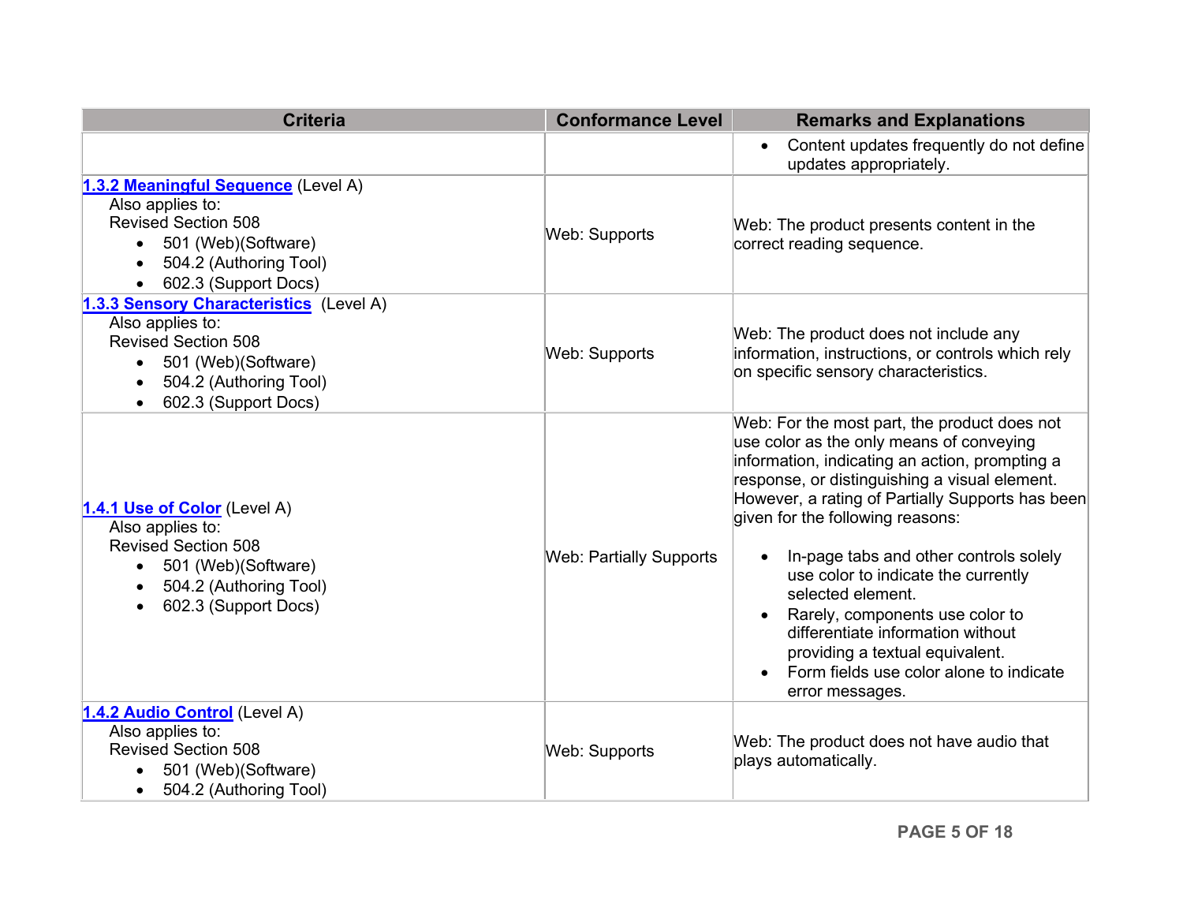| Criteria | Conformance Level | Remarks and Explanations |
| --- | --- | --- |
| | | • Content updates frequently do not define updates appropriately. |
| **1.3.2 Meaningful Sequence** (Level A)<br>Also applies to:<br>Revised Section 508<br>• 501 (Web)(Software)<br>• 504.2 (Authoring Tool)<br>• 602.3 (Support Docs) | Web: Supports | Web: The product presents content in the correct reading sequence. |
| **1.3.3 Sensory Characteristics** (Level A)<br>Also applies to:<br>Revised Section 508<br>• 501 (Web)(Software)<br>• 504.2 (Authoring Tool)<br>• 602.3 (Support Docs) | Web: Supports | Web: The product does not include any information, instructions, or controls which rely on specific sensory characteristics. |
| **1.4.1 Use of Color** (Level A)<br>Also applies to:<br>Revised Section 508<br>• 501 (Web)(Software)<br>• 504.2 (Authoring Tool)<br>• 602.3 (Support Docs) | Web: Partially Supports | Web: For the most part, the product does not use color as the only means of conveying information, indicating an action, prompting a response, or distinguishing a visual element. However, a rating of Partially Supports has been given for the following reasons:<br>• In-page tabs and other controls solely use color to indicate the currently selected element.<br>• Rarely, components use color to differentiate information without providing a textual equivalent.<br>• Form fields use color alone to indicate error messages. |
| **1.4.2 Audio Control** (Level A)<br>Also applies to:<br>Revised Section 508<br>• 501 (Web)(Software)<br>• 504.2 (Authoring Tool) | Web: Supports | Web: The product does not have audio that plays automatically. |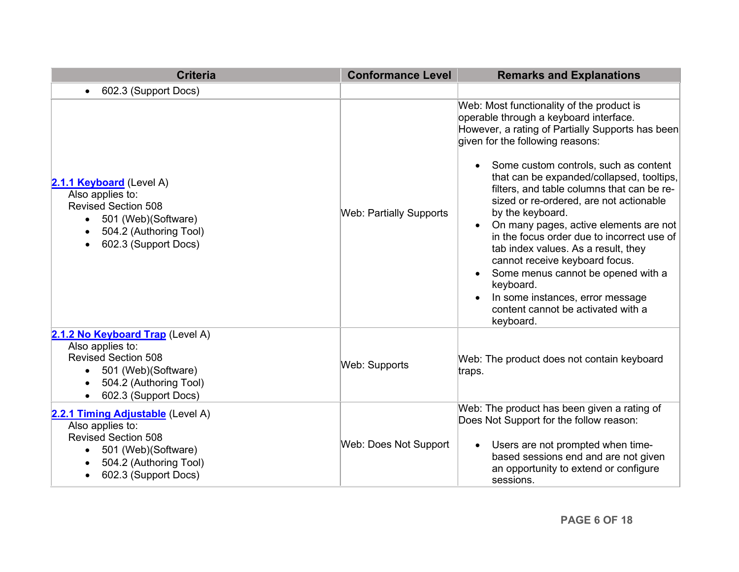| Criteria | Conformance Level | Remarks and Explanations |
|---|---|---|
| • 602.3 (Support Docs) | | |
| **2.1.1 Keyboard** (Level A)<br>Also applies to:<br>Revised Section 508<br>• 501 (Web)(Software)<br>• 504.2 (Authoring Tool)<br>• 602.3 (Support Docs) | Web: Partially Supports | Web: Most functionality of the product is operable through a keyboard interface. However, a rating of Partially Supports has been given for the following reasons:<br>• Some custom controls, such as content that can be expanded/collapsed, tooltips, filters, and table columns that can be re-sized or re-ordered, are not actionable by the keyboard.<br>• On many pages, active elements are not in the focus order due to incorrect use of tab index values. As a result, they cannot receive keyboard focus.<br>• Some menus cannot be opened with a keyboard.<br>• In some instances, error message content cannot be activated with a keyboard. |
| **2.1.2 No Keyboard Trap** (Level A)<br>Also applies to:<br>Revised Section 508<br>• 501 (Web)(Software)<br>• 504.2 (Authoring Tool)<br>• 602.3 (Support Docs) | Web: Supports | Web: The product does not contain keyboard traps. |
| **2.2.1 Timing Adjustable** (Level A)<br>Also applies to:<br>Revised Section 508<br>• 501 (Web)(Software)<br>• 504.2 (Authoring Tool)<br>• 602.3 (Support Docs) | Web: Does Not Support | Web: The product has been given a rating of Does Not Support for the follow reason:<br>• Users are not prompted when time-based sessions end and are not given an opportunity to extend or configure sessions. |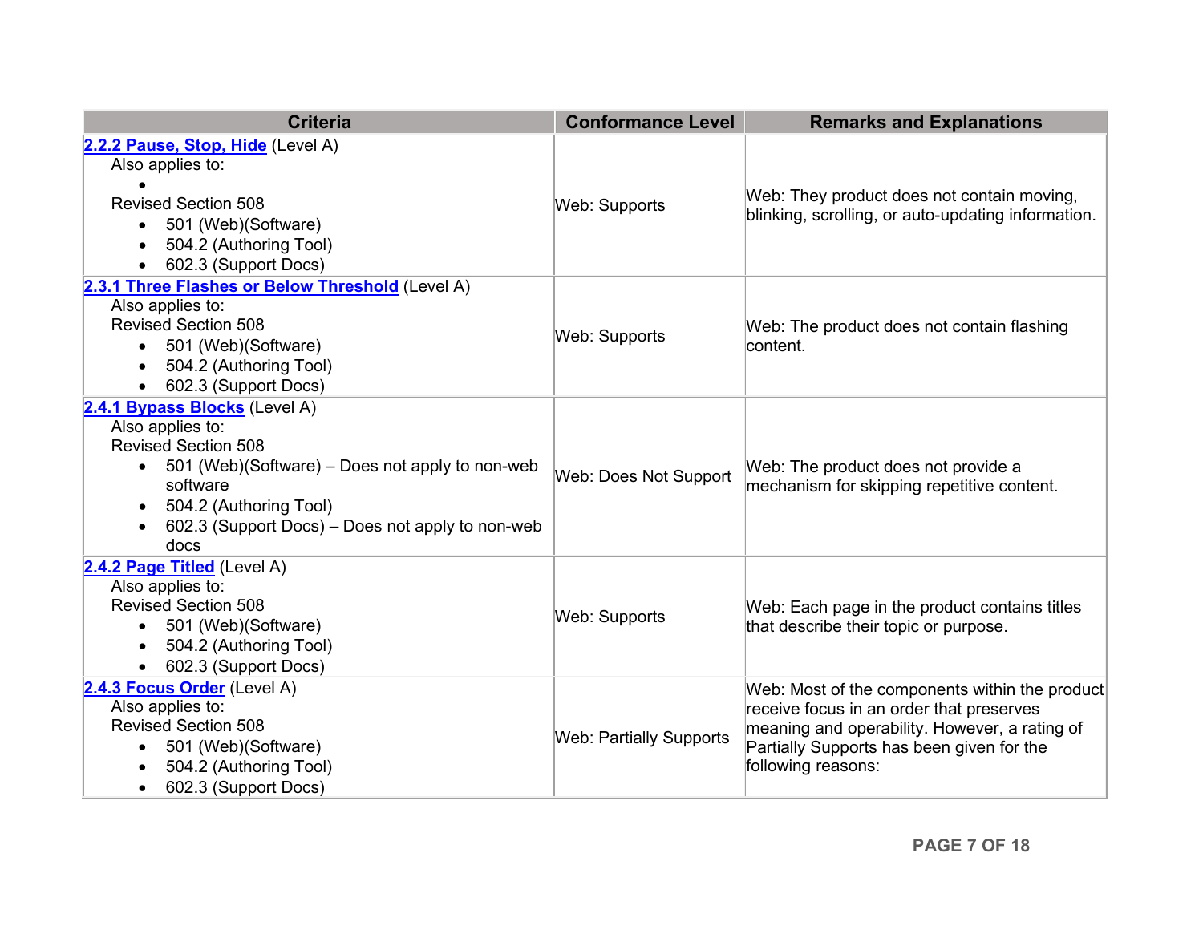| Criteria | Conformance Level | Remarks and Explanations |
| --- | --- | --- |
| **2.2.2 Pause, Stop, Hide** (Level A)<br>Also applies to:<br>•<br>Revised Section 508<br>• 501 (Web)(Software)<br>• 504.2 (Authoring Tool)<br>• 602.3 (Support Docs) | Web: Supports | Web: They product does not contain moving, blinking, scrolling, or auto-updating information. |
| **2.3.1 Three Flashes or Below Threshold** (Level A)<br>Also applies to:<br>Revised Section 508<br>• 501 (Web)(Software)<br>• 504.2 (Authoring Tool)<br>• 602.3 (Support Docs) | Web: Supports | Web: The product does not contain flashing content. |
| **2.4.1 Bypass Blocks** (Level A)<br>Also applies to:<br>Revised Section 508<br>• 501 (Web)(Software) – Does not apply to non-web software<br>• 504.2 (Authoring Tool)<br>• 602.3 (Support Docs) – Does not apply to non-web docs | Web: Does Not Support | Web: The product does not provide a mechanism for skipping repetitive content. |
| **2.4.2 Page Titled** (Level A)<br>Also applies to:<br>Revised Section 508<br>• 501 (Web)(Software)<br>• 504.2 (Authoring Tool)<br>• 602.3 (Support Docs) | Web: Supports | Web: Each page in the product contains titles that describe their topic or purpose. |
| **2.4.3 Focus Order** (Level A)<br>Also applies to:<br>Revised Section 508<br>• 501 (Web)(Software)<br>• 504.2 (Authoring Tool)<br>• 602.3 (Support Docs) | Web: Partially Supports | Web: Most of the components within the product receive focus in an order that preserves meaning and operability. However, a rating of Partially Supports has been given for the following reasons: |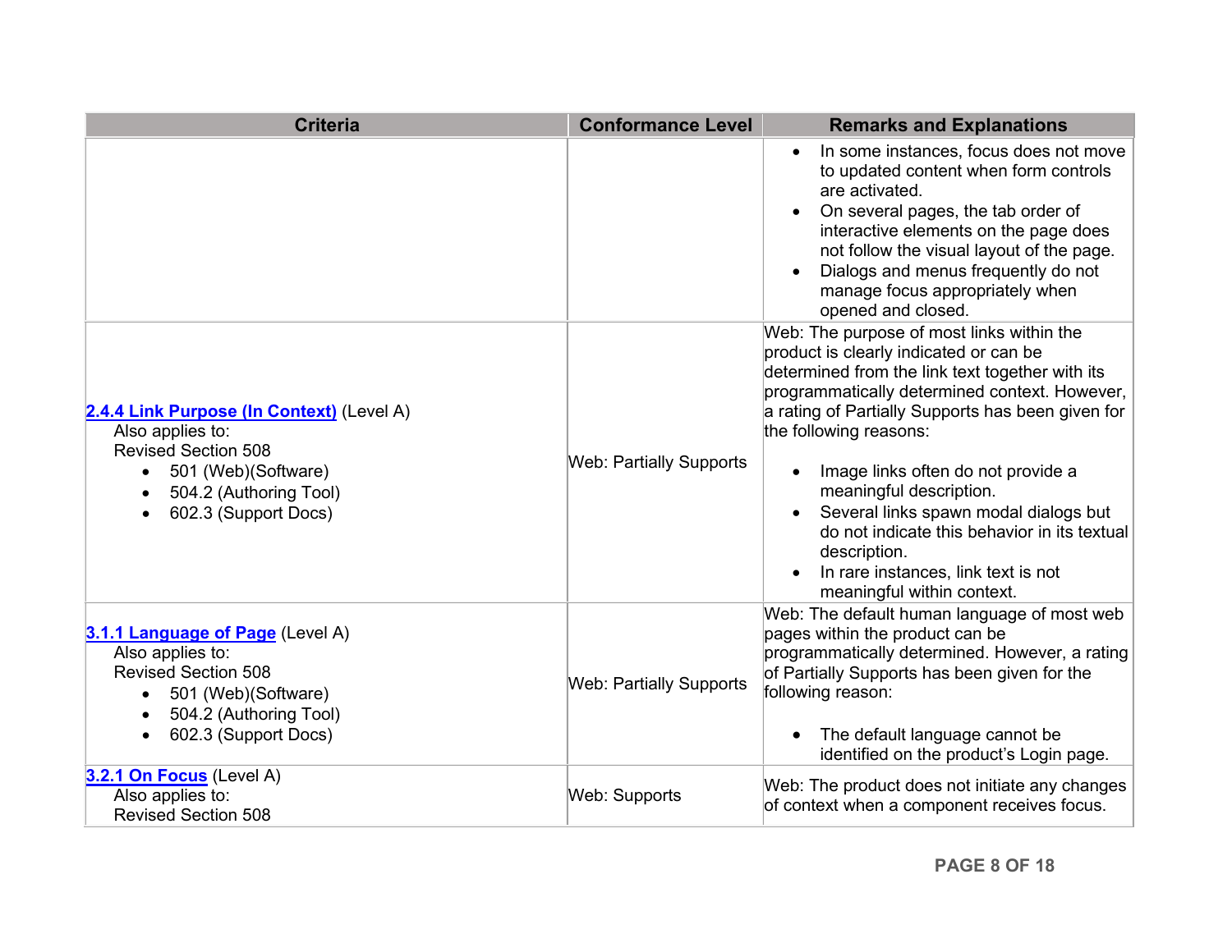| Criteria | Conformance Level | Remarks and Explanations |
| --- | --- | --- |
| | | <ul><li>In some instances, focus does not move to updated content when form controls are activated.</li><li>On several pages, the tab order of interactive elements on the page does not follow the visual layout of the page.</li><li>Dialogs and menus frequently do not manage focus appropriately when opened and closed.</li></ul> |
| **2.4.4 Link Purpose (In Context)** (Level A)<br>Also applies to:<br>Revised Section 508<ul><li>501 (Web)(Software)</li><li>504.2 (Authoring Tool)</li><li>602.3 (Support Docs)</li></ul> | Web: Partially Supports | Web: The purpose of most links within the product is clearly indicated or can be determined from the link text together with its programmatically determined context. However, a rating of Partially Supports has been given for the following reasons:<ul><li>Image links often do not provide a meaningful description.</li><li>Several links spawn modal dialogs but do not indicate this behavior in its textual description.</li><li>In rare instances, link text is not meaningful within context.</li></ul> |
| **3.1.1 Language of Page** (Level A)<br>Also applies to:<br>Revised Section 508<ul><li>501 (Web)(Software)</li><li>504.2 (Authoring Tool)</li><li>602.3 (Support Docs)</li></ul> | Web: Partially Supports | Web: The default human language of most web pages within the product can be programmatically determined. However, a rating of Partially Supports has been given for the following reason:<ul><li>The default language cannot be identified on the product's Login page.</li></ul> |
| **3.2.1 On Focus** (Level A)<br>Also applies to:<br>Revised Section 508 | Web: Supports | Web: The product does not initiate any changes of context when a component receives focus. |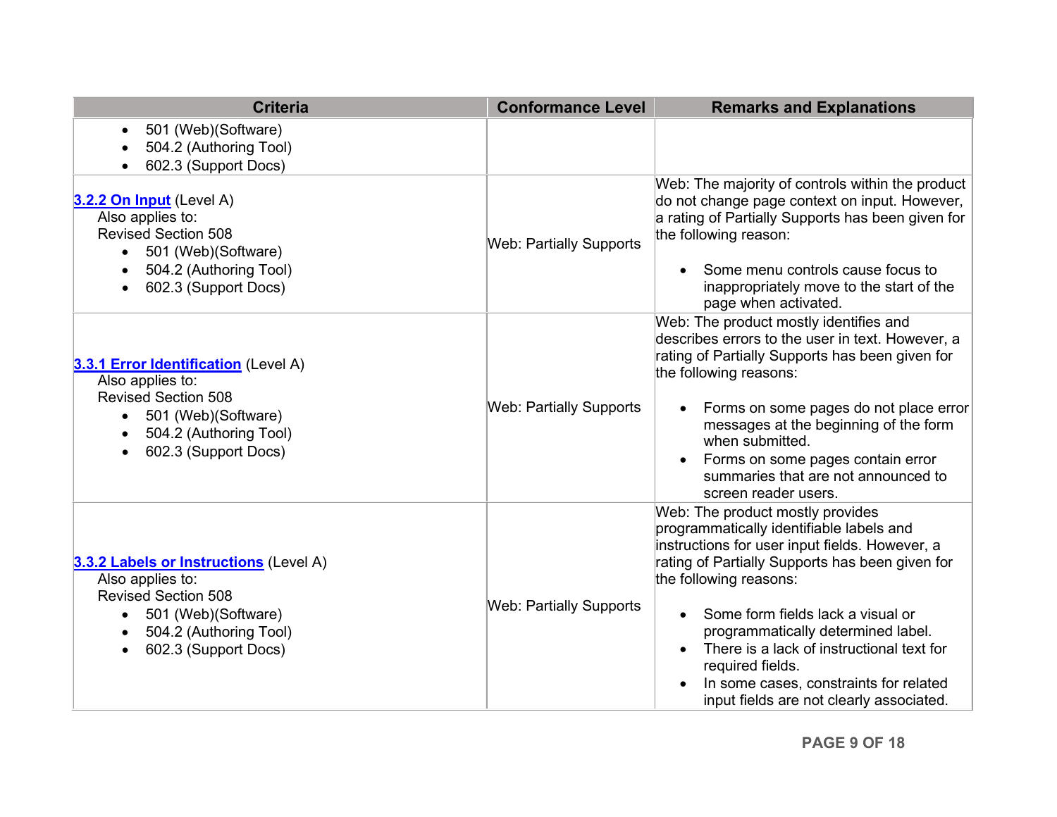| Criteria | Conformance Level | Remarks and Explanations |
| --- | --- | --- |
| <ul><li>501 (Web)(Software)</li><li>504.2 (Authoring Tool)</li><li>602.3 (Support Docs)</li></ul> | | |
| **3.2.2 On Input** (Level A)<br>Also applies to:<br>Revised Section 508<ul><li>501 (Web)(Software)</li><li>504.2 (Authoring Tool)</li><li>602.3 (Support Docs)</li></ul> | Web: Partially Supports | Web: The majority of controls within the product do not change page context on input. However, a rating of Partially Supports has been given for the following reason:<ul><li>Some menu controls cause focus to inappropriately move to the start of the page when activated.</li></ul> |
| **3.3.1 Error Identification** (Level A)<br>Also applies to:<br>Revised Section 508<ul><li>501 (Web)(Software)</li><li>504.2 (Authoring Tool)</li><li>602.3 (Support Docs)</li></ul> | Web: Partially Supports | Web: The product mostly identifies and describes errors to the user in text. However, a rating of Partially Supports has been given for the following reasons:<ul><li>Forms on some pages do not place error messages at the beginning of the form when submitted.</li><li>Forms on some pages contain error summaries that are not announced to screen reader users.</li></ul> |
| **3.3.2 Labels or Instructions** (Level A)<br>Also applies to:<br>Revised Section 508<ul><li>501 (Web)(Software)</li><li>504.2 (Authoring Tool)</li><li>602.3 (Support Docs)</li></ul> | Web: Partially Supports | Web: The product mostly provides programmatically identifiable labels and instructions for user input fields. However, a rating of Partially Supports has been given for the following reasons:<ul><li>Some form fields lack a visual or programmatically determined label.</li><li>There is a lack of instructional text for required fields.</li><li>In some cases, constraints for related input fields are not clearly associated.</li></ul> |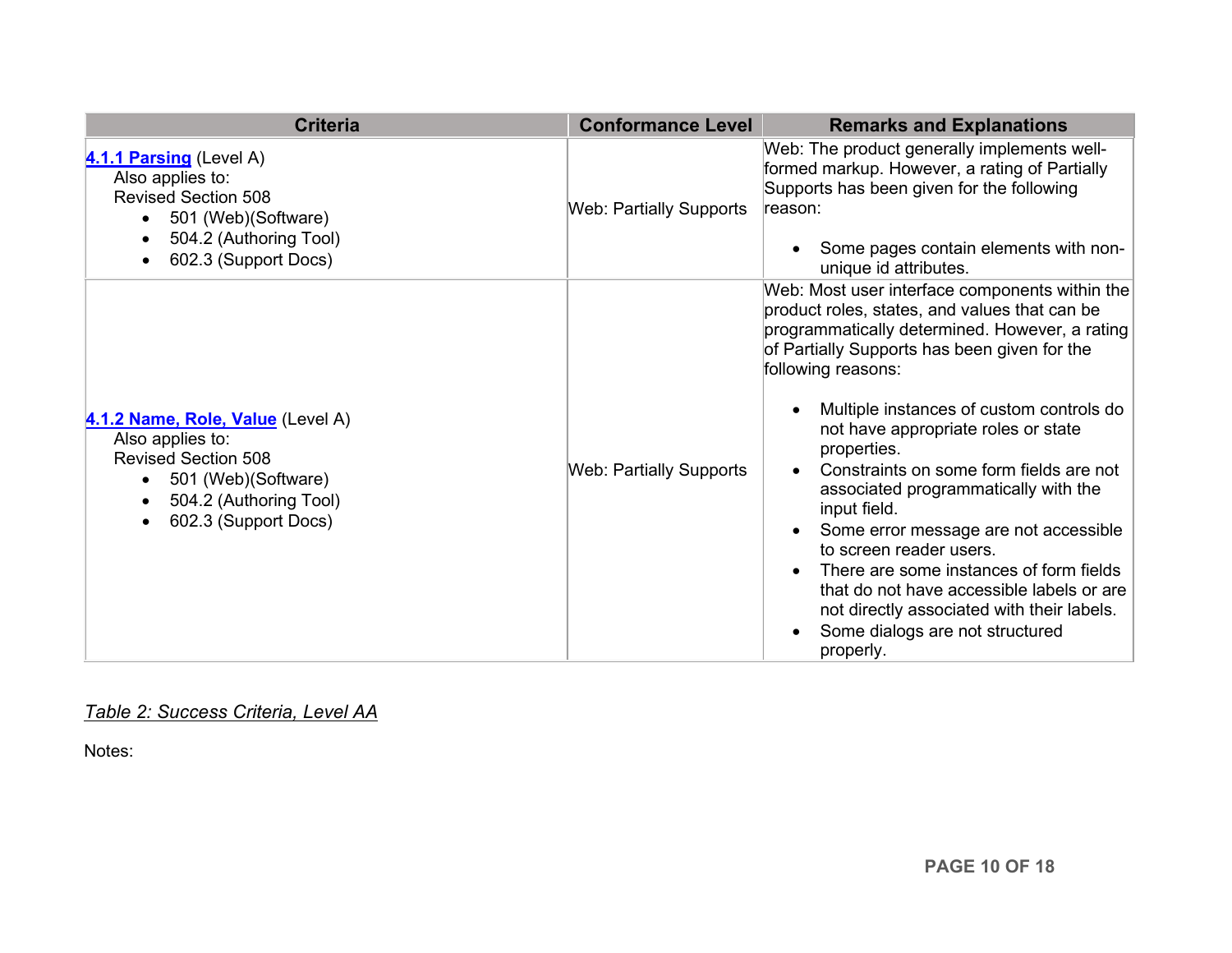| Criteria | Conformance Level | Remarks and Explanations |
| --- | --- | --- |
| **4.1.1 Parsing** (Level A)<br>Also applies to:<br>Revised Section 508<br>• 501 (Web)(Software)<br>• 504.2 (Authoring Tool)<br>• 602.3 (Support Docs) | Web: Partially Supports | Web: The product generally implements well-formed markup. However, a rating of Partially Supports has been given for the following reason:<br>• Some pages contain elements with non-unique id attributes. |
| **4.1.2 Name, Role, Value** (Level A)<br>Also applies to:<br>Revised Section 508<br>• 501 (Web)(Software)<br>• 504.2 (Authoring Tool)<br>• 602.3 (Support Docs) | Web: Partially Supports | Web: Most user interface components within the product roles, states, and values that can be programmatically determined. However, a rating of Partially Supports has been given for the following reasons:<br>• Multiple instances of custom controls do not have appropriate roles or state properties.<br>• Constraints on some form fields are not associated programmatically with the input field.<br>• Some error message are not accessible to screen reader users.<br>• There are some instances of form fields that do not have accessible labels or are not directly associated with their labels.<br>• Some dialogs are not structured properly. |

*Table 2: Success Criteria, Level AA*

Notes: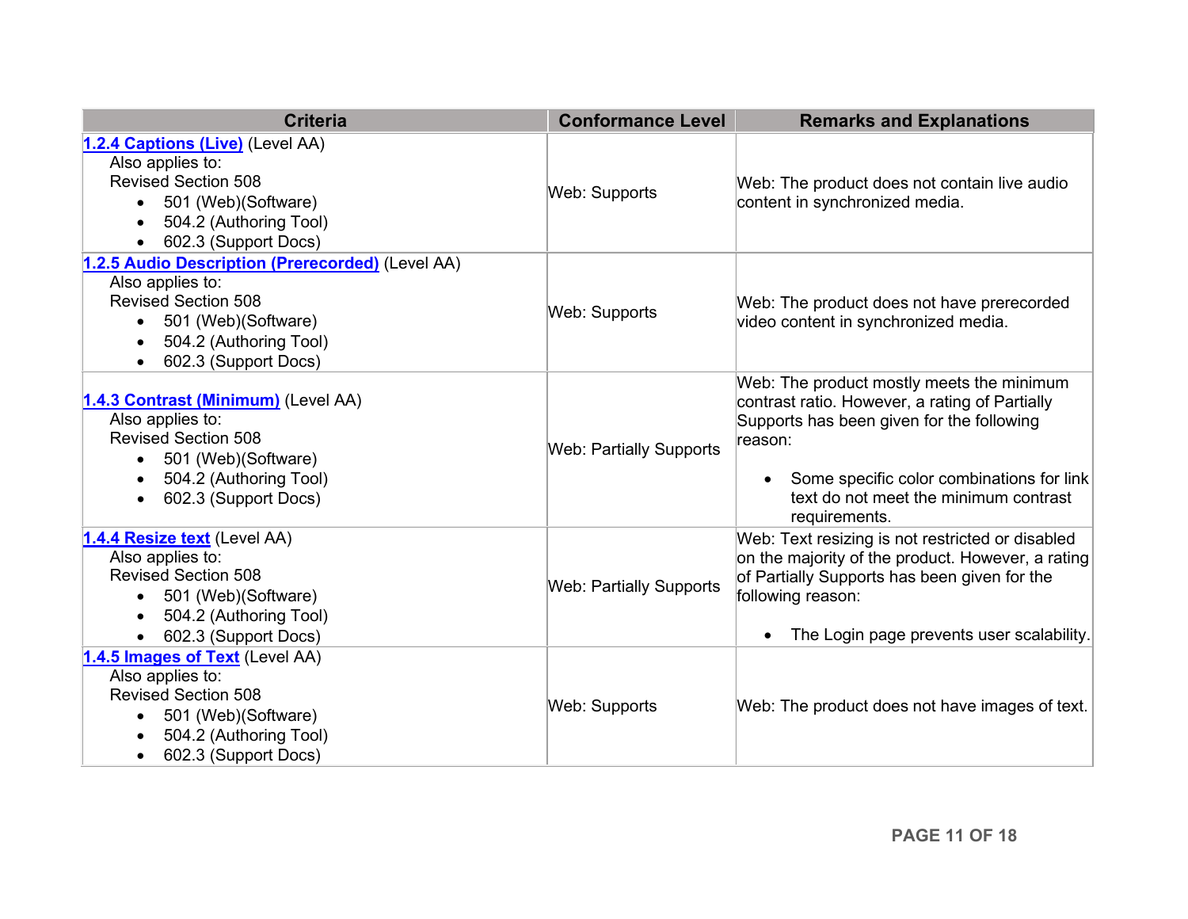| Criteria | Conformance Level | Remarks and Explanations |
|---|---|---|
| **1.2.4 Captions (Live)** (Level AA)<br>Also applies to:<br>Revised Section 508<br>• 501 (Web)(Software)<br>• 504.2 (Authoring Tool)<br>• 602.3 (Support Docs) | Web: Supports | Web: The product does not contain live audio content in synchronized media. |
| **1.2.5 Audio Description (Prerecorded)** (Level AA)<br>Also applies to:<br>Revised Section 508<br>• 501 (Web)(Software)<br>• 504.2 (Authoring Tool)<br>• 602.3 (Support Docs) | Web: Supports | Web: The product does not have prerecorded video content in synchronized media. |
| **1.4.3 Contrast (Minimum)** (Level AA)<br>Also applies to:<br>Revised Section 508<br>• 501 (Web)(Software)<br>• 504.2 (Authoring Tool)<br>• 602.3 (Support Docs) | Web: Partially Supports | Web: The product mostly meets the minimum contrast ratio. However, a rating of Partially Supports has been given for the following reason:<br>• Some specific color combinations for link text do not meet the minimum contrast requirements. |
| **1.4.4 Resize text** (Level AA)<br>Also applies to:<br>Revised Section 508<br>• 501 (Web)(Software)<br>• 504.2 (Authoring Tool)<br>• 602.3 (Support Docs) | Web: Partially Supports | Web: Text resizing is not restricted or disabled on the majority of the product. However, a rating of Partially Supports has been given for the following reason:<br>• The Login page prevents user scalability. |
| **1.4.5 Images of Text** (Level AA)<br>Also applies to:<br>Revised Section 508<br>• 501 (Web)(Software)<br>• 504.2 (Authoring Tool)<br>• 602.3 (Support Docs) | Web: Supports | Web: The product does not have images of text. |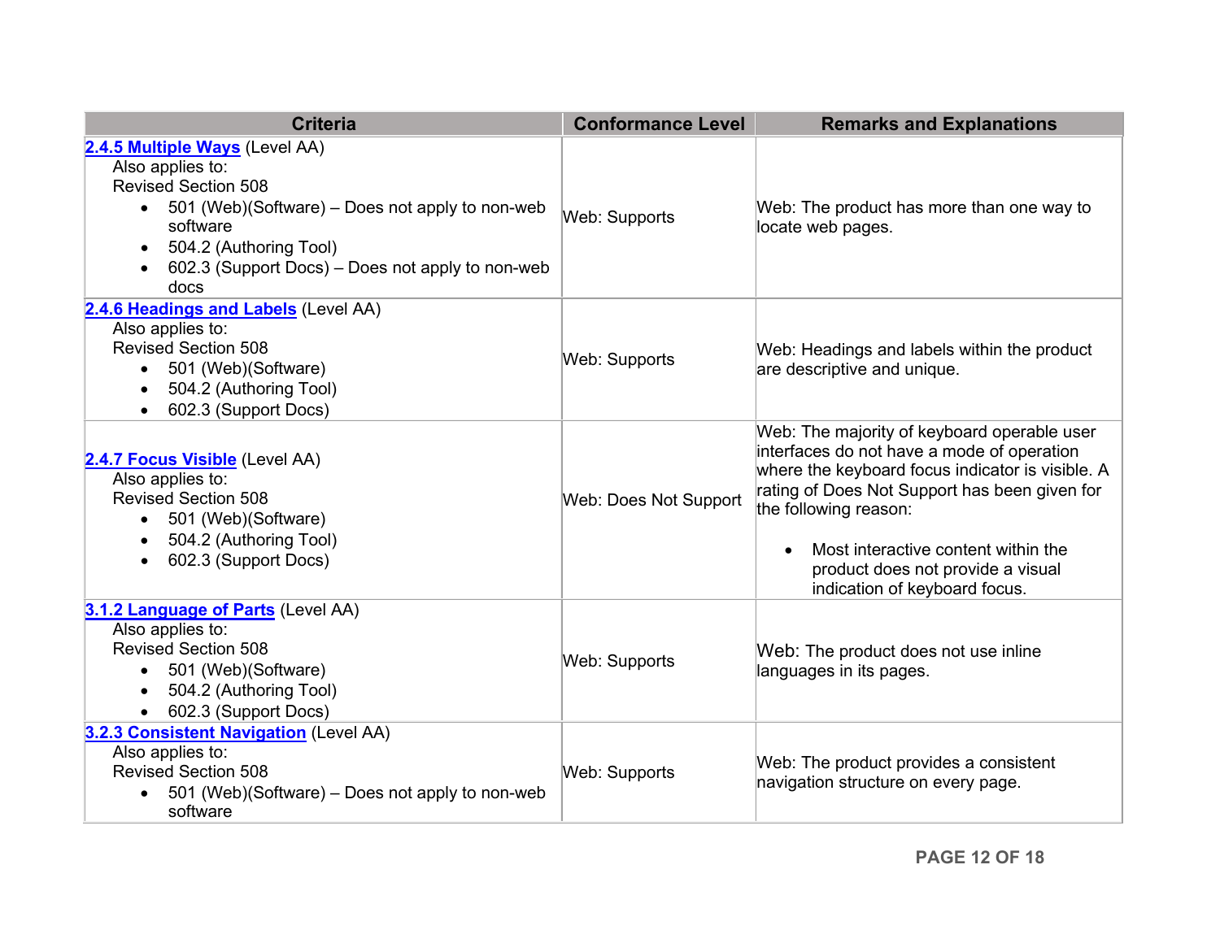| Criteria | Conformance Level | Remarks and Explanations |
| --- | --- | --- |
| **[2.4.5 Multiple Ways](#)** (Level AA)<br>Also applies to:<br>Revised Section 508<br>• 501 (Web)(Software) – Does not apply to non-web software<br>• 504.2 (Authoring Tool)<br>• 602.3 (Support Docs) – Does not apply to non-web docs | Web: Supports | Web: The product has more than one way to locate web pages. |
| **[2.4.6 Headings and Labels](#)** (Level AA)<br>Also applies to:<br>Revised Section 508<br>• 501 (Web)(Software)<br>• 504.2 (Authoring Tool)<br>• 602.3 (Support Docs) | Web: Supports | Web: Headings and labels within the product are descriptive and unique. |
| **[2.4.7 Focus Visible](#)** (Level AA)<br>Also applies to:<br>Revised Section 508<br>• 501 (Web)(Software)<br>• 504.2 (Authoring Tool)<br>• 602.3 (Support Docs) | Web: Does Not Support | Web: The majority of keyboard operable user interfaces do not have a mode of operation where the keyboard focus indicator is visible. A rating of Does Not Support has been given for the following reason:<br>• Most interactive content within the product does not provide a visual indication of keyboard focus. |
| **[3.1.2 Language of Parts](#)** (Level AA)<br>Also applies to:<br>Revised Section 508<br>• 501 (Web)(Software)<br>• 504.2 (Authoring Tool)<br>• 602.3 (Support Docs) | Web: Supports | Web: The product does not use inline languages in its pages. |
| **[3.2.3 Consistent Navigation](#)** (Level AA)<br>Also applies to:<br>Revised Section 508<br>• 501 (Web)(Software) – Does not apply to non-web software | Web: Supports | Web: The product provides a consistent navigation structure on every page. |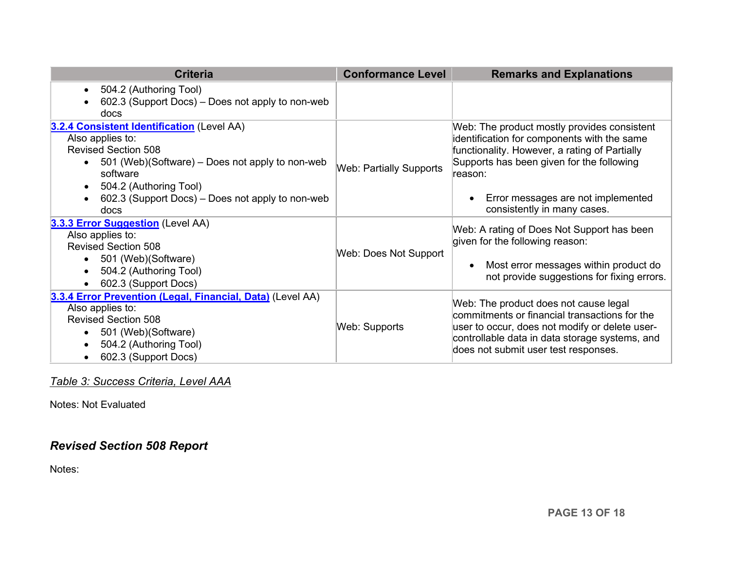| Criteria | Conformance Level | Remarks and Explanations |
|---|---|---|
| <ul><li>504.2 (Authoring Tool)</li><li>602.3 (Support Docs) – Does not apply to non-web docs</li></ul> | | |
| **3.2.4 Consistent Identification** (Level AA)<br>Also applies to:<br>Revised Section 508<ul><li>501 (Web)(Software) – Does not apply to non-web software</li><li>504.2 (Authoring Tool)</li><li>602.3 (Support Docs) – Does not apply to non-web docs</li></ul> | Web: Partially Supports | Web: The product mostly provides consistent identification for components with the same functionality. However, a rating of Partially Supports has been given for the following reason:<ul><li>Error messages are not implemented consistently in many cases.</li></ul> |
| **3.3.3 Error Suggestion** (Level AA)<br>Also applies to:<br>Revised Section 508<ul><li>501 (Web)(Software)</li><li>504.2 (Authoring Tool)</li><li>602.3 (Support Docs)</li></ul> | Web: Does Not Support | Web: A rating of Does Not Support has been given for the following reason:<ul><li>Most error messages within product do not provide suggestions for fixing errors.</li></ul> |
| **3.3.4 Error Prevention (Legal, Financial, Data)** (Level AA)<br>Also applies to:<br>Revised Section 508<ul><li>501 (Web)(Software)</li><li>504.2 (Authoring Tool)</li><li>602.3 (Support Docs)</li></ul> | Web: Supports | Web: The product does not cause legal commitments or financial transactions for the user to occur, does not modify or delete user-controllable data in data storage systems, and does not submit user test responses. |

*Table 3: Success Criteria, Level AAA*

Notes: Not Evaluated

## *Revised Section 508 Report*

Notes: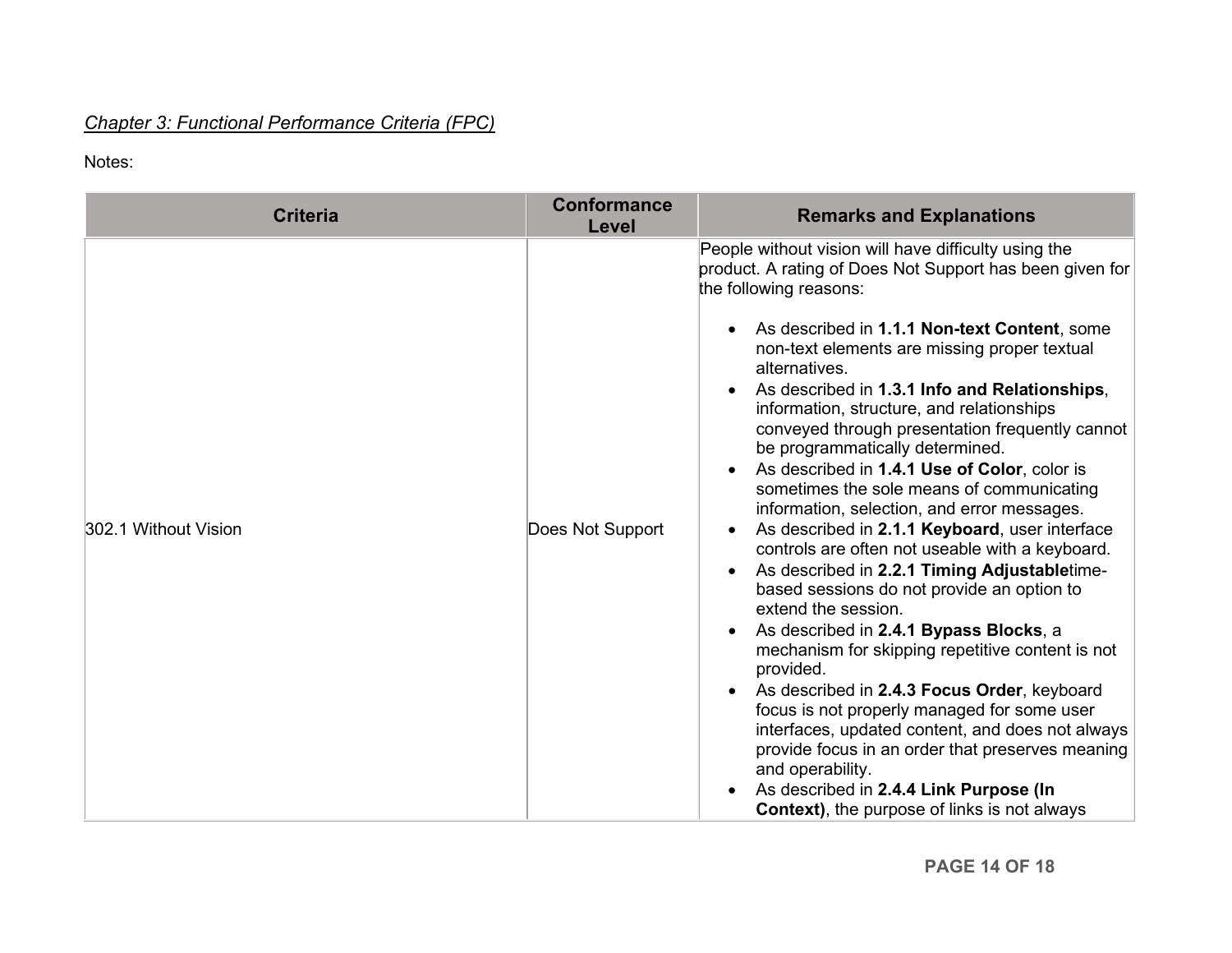*Chapter 3: Functional Performance Criteria (FPC)*

Notes:

| Criteria | Conformance Level | Remarks and Explanations |
| --- | --- | --- |
| 302.1 Without Vision | Does Not Support | People without vision will have difficulty using the product. A rating of Does Not Support has been given for the following reasons:<br><br>• As described in **1.1.1 Non-text Content**, some non-text elements are missing proper textual alternatives.<br>• As described in **1.3.1 Info and Relationships**, information, structure, and relationships conveyed through presentation frequently cannot be programmatically determined.<br>• As described in **1.4.1 Use of Color**, color is sometimes the sole means of communicating information, selection, and error messages.<br>• As described in **2.1.1 Keyboard**, user interface controls are often not useable with a keyboard.<br>• As described in **2.2.1 Timing Adjustable**time-based sessions do not provide an option to extend the session.<br>• As described in **2.4.1 Bypass Blocks**, a mechanism for skipping repetitive content is not provided.<br>• As described in **2.4.3 Focus Order**, keyboard focus is not properly managed for some user interfaces, updated content, and does not always provide focus in an order that preserves meaning and operability.<br>• As described in **2.4.4 Link Purpose (In Context)**, the purpose of links is not always |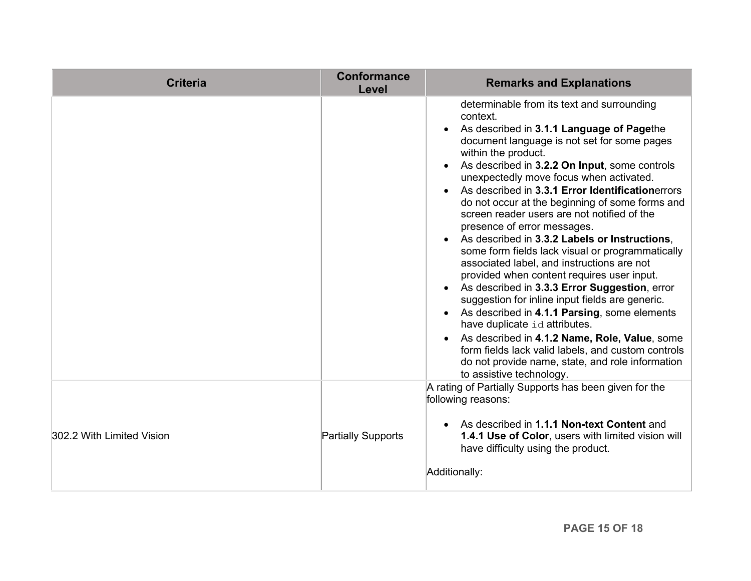| Criteria | Conformance Level | Remarks and Explanations |
| --- | --- | --- |
| | | determinable from its text and surrounding context.<br>• As described in **3.1.1 Language of Page**the document language is not set for some pages within the product.<br>• As described in **3.2.2 On Input**, some controls unexpectedly move focus when activated.<br>• As described in **3.3.1 Error Identification**errors do not occur at the beginning of some forms and screen reader users are not notified of the presence of error messages.<br>• As described in **3.3.2 Labels or Instructions**, some form fields lack visual or programmatically associated label, and instructions are not provided when content requires user input.<br>• As described in **3.3.3 Error Suggestion**, error suggestion for inline input fields are generic.<br>• As described in **4.1.1 Parsing**, some elements have duplicate `id` attributes.<br>• As described in **4.1.2 Name, Role, Value**, some form fields lack valid labels, and custom controls do not provide name, state, and role information to assistive technology. |
| 302.2 With Limited Vision | Partially Supports | A rating of Partially Supports has been given for the following reasons:<br><br>• As described in **1.1.1 Non-text Content** and **1.4.1 Use of Color**, users with limited vision will have difficulty using the product.<br><br>Additionally: |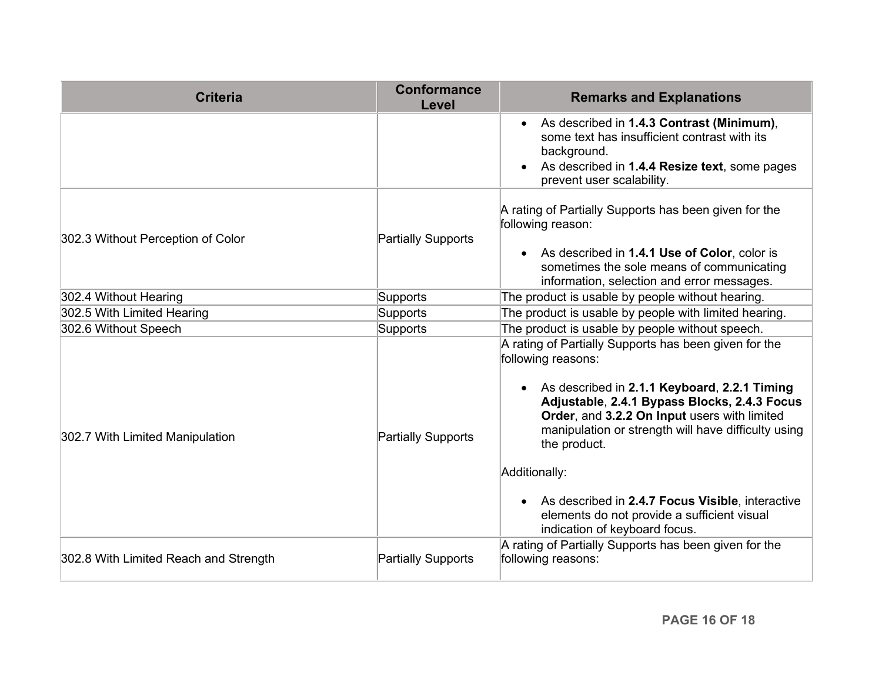| Criteria | Conformance Level | Remarks and Explanations |
|---|---|---|
| | | <ul><li>As described in **1.4.3 Contrast (Minimum)**, some text has insufficient contrast with its background.</li><li>As described in **1.4.4 Resize text**, some pages prevent user scalability.</li></ul> |
| 302.3 Without Perception of Color | Partially Supports | A rating of Partially Supports has been given for the following reason:<ul><li>As described in **1.4.1 Use of Color**, color is sometimes the sole means of communicating information, selection and error messages.</li></ul> |
| 302.4 Without Hearing | Supports | The product is usable by people without hearing. |
| 302.5 With Limited Hearing | Supports | The product is usable by people with limited hearing. |
| 302.6 Without Speech | Supports | The product is usable by people without speech. |
| 302.7 With Limited Manipulation | Partially Supports | A rating of Partially Supports has been given for the following reasons:<ul><li>As described in **2.1.1 Keyboard**, **2.2.1 Timing Adjustable**, **2.4.1 Bypass Blocks, 2.4.3 Focus Order**, and **3.2.2 On Input** users with limited manipulation or strength will have difficulty using the product.</li></ul>Additionally:<ul><li>As described in **2.4.7 Focus Visible**, interactive elements do not provide a sufficient visual indication of keyboard focus.</li></ul> |
| 302.8 With Limited Reach and Strength | Partially Supports | A rating of Partially Supports has been given for the following reasons: |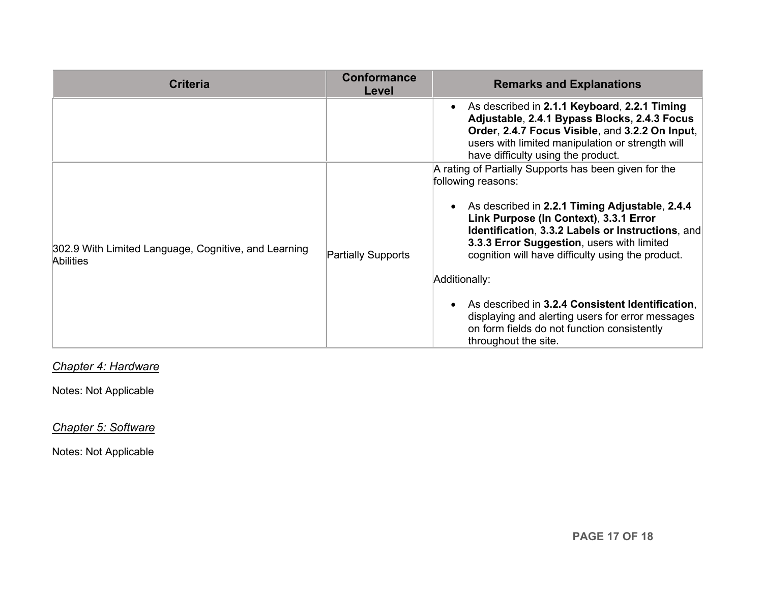| Criteria | Conformance Level | Remarks and Explanations |
| --- | --- | --- |
| | | • As described in **2.1.1 Keyboard**, **2.2.1 Timing Adjustable**, **2.4.1 Bypass Blocks, 2.4.3 Focus Order**, **2.4.7 Focus Visible**, and **3.2.2 On Input**, users with limited manipulation or strength will have difficulty using the product. |
| 302.9 With Limited Language, Cognitive, and Learning Abilities | Partially Supports | A rating of Partially Supports has been given for the following reasons: <br><br> • As described in **2.2.1 Timing Adjustable**, **2.4.4 Link Purpose (In Context)**, **3.3.1 Error Identification**, **3.3.2 Labels or Instructions**, and **3.3.3 Error Suggestion**, users with limited cognition will have difficulty using the product. <br><br> Additionally: <br><br> • As described in **3.2.4 Consistent Identification**, displaying and alerting users for error messages on form fields do not function consistently throughout the site. |

## *Chapter 4: Hardware*

Notes: Not Applicable

## *Chapter 5: Software*

Notes: Not Applicable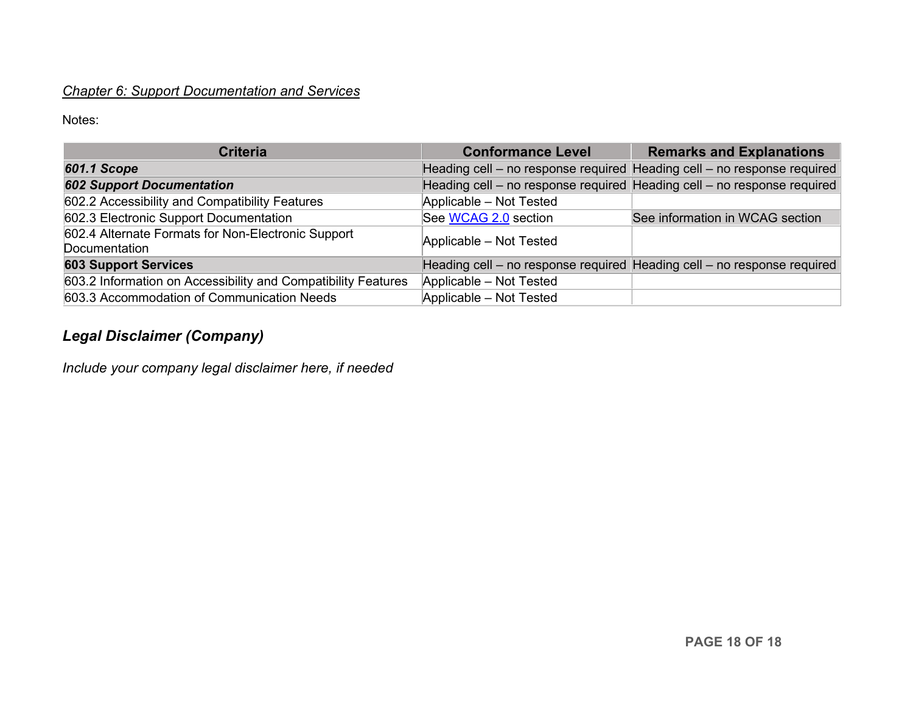*Chapter 6: Support Documentation and Services*

Notes:

| Criteria | Conformance Level | Remarks and Explanations |
| --- | --- | --- |
| ***601.1 Scope*** | Heading cell – no response required | Heading cell – no response required |
| ***602 Support Documentation*** | Heading cell – no response required | Heading cell – no response required |
| 602.2 Accessibility and Compatibility Features | Applicable – Not Tested | |
| 602.3 Electronic Support Documentation | See WCAG 2.0 section | See information in WCAG section |
| 602.4 Alternate Formats for Non-Electronic Support Documentation | Applicable – Not Tested | |
| **603 Support Services** | Heading cell – no response required | Heading cell – no response required |
| 603.2 Information on Accessibility and Compatibility Features | Applicable – Not Tested | |
| 603.3 Accommodation of Communication Needs | Applicable – Not Tested | |

## *Legal Disclaimer (Company)*

*Include your company legal disclaimer here, if needed*